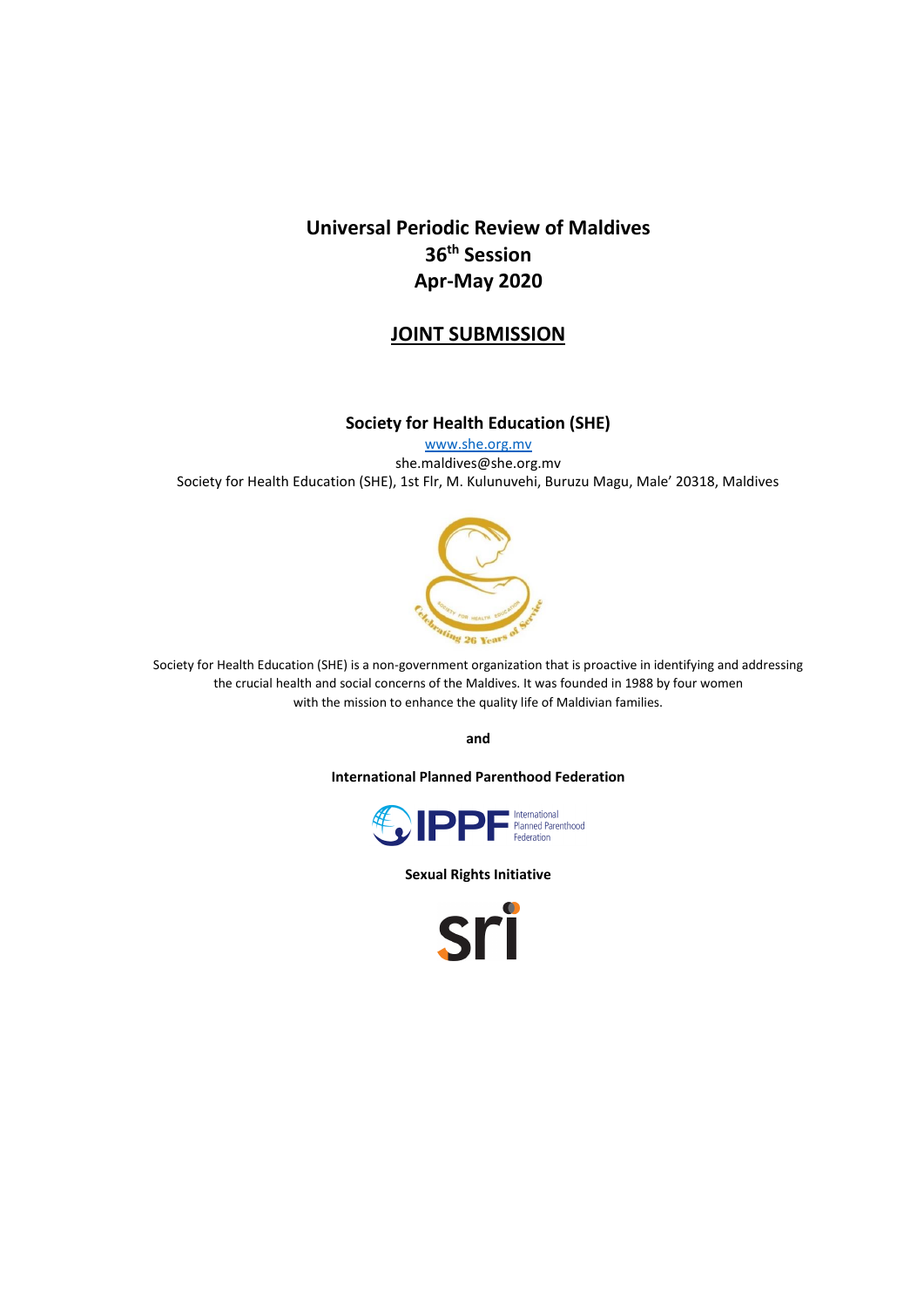# Universal Periodic Review of Maldives
# 36th Session
# Apr-May 2020

## <u>JOINT SUBMISSION</u>

**Society for Health Education (SHE)**

www.she.org.mv

she.maldives@she.org.mv

Society for Health Education (SHE), 1st Flr, M. Kulunuvehi, Buruzu Magu, Male' 20318, Maldives

Society for Health Education (SHE) is a non-government organization that is proactive in identifying and addressing the crucial health and social concerns of the Maldives. It was founded in 1988 by four women with the mission to enhance the quality life of Maldivian families.

**and**

**International Planned Parenthood Federation**

**Sexual Rights Initiative**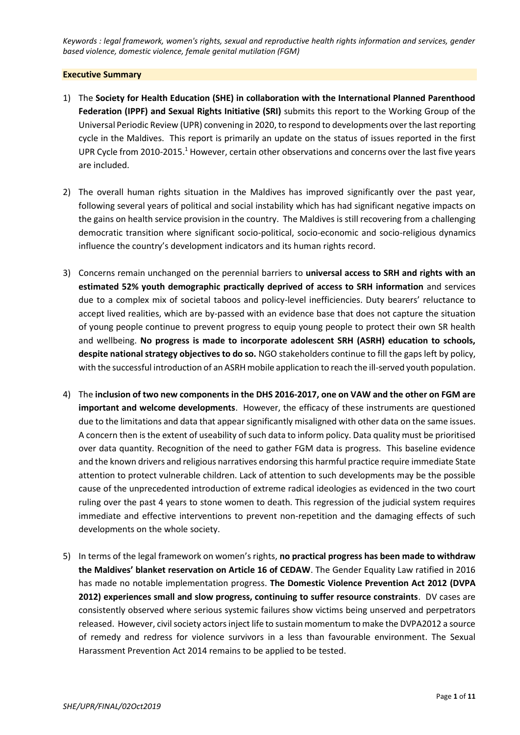*Keywords : legal framework, women's rights, sexual and reproductive health rights information and services, gender based violence, domestic violence, female genital mutilation (FGM)*

## Executive Summary

1) The **Society for Health Education (SHE) in collaboration with the International Planned Parenthood Federation (IPPF) and Sexual Rights Initiative (SRI)** submits this report to the Working Group of the Universal Periodic Review (UPR) convening in 2020, to respond to developments over the last reporting cycle in the Maldives. This report is primarily an update on the status of issues reported in the first UPR Cycle from 2010-2015.[1] However, certain other observations and concerns over the last five years are included.

2) The overall human rights situation in the Maldives has improved significantly over the past year, following several years of political and social instability which has had significant negative impacts on the gains on health service provision in the country. The Maldives is still recovering from a challenging democratic transition where significant socio-political, socio-economic and socio-religious dynamics influence the country's development indicators and its human rights record.

3) Concerns remain unchanged on the perennial barriers to **universal access to SRH and rights with an estimated 52% youth demographic practically deprived of access to SRH information** and services due to a complex mix of societal taboos and policy-level inefficiencies. Duty bearers' reluctance to accept lived realities, which are by-passed with an evidence base that does not capture the situation of young people continue to prevent progress to equip young people to protect their own SR health and wellbeing. **No progress is made to incorporate adolescent SRH (ASRH) education to schools, despite national strategy objectives to do so.** NGO stakeholders continue to fill the gaps left by policy, with the successful introduction of an ASRH mobile application to reach the ill-served youth population.

4) The **inclusion of two new components in the DHS 2016-2017, one on VAW and the other on FGM are important and welcome developments**. However, the efficacy of these instruments are questioned due to the limitations and data that appear significantly misaligned with other data on the same issues. A concern then is the extent of useability of such data to inform policy. Data quality must be prioritised over data quantity. Recognition of the need to gather FGM data is progress. This baseline evidence and the known drivers and religious narratives endorsing this harmful practice require immediate State attention to protect vulnerable children. Lack of attention to such developments may be the possible cause of the unprecedented introduction of extreme radical ideologies as evidenced in the two court ruling over the past 4 years to stone women to death. This regression of the judicial system requires immediate and effective interventions to prevent non-repetition and the damaging effects of such developments on the whole society.

5) In terms of the legal framework on women's rights, **no practical progress has been made to withdraw the Maldives' blanket reservation on Article 16 of CEDAW**. The Gender Equality Law ratified in 2016 has made no notable implementation progress. **The Domestic Violence Prevention Act 2012 (DVPA 2012) experiences small and slow progress, continuing to suffer resource constraints**. DV cases are consistently observed where serious systemic failures show victims being unserved and perpetrators released. However, civil society actors inject life to sustain momentum to make the DVPA2012 a source of remedy and redress for violence survivors in a less than favourable environment. The Sexual Harassment Prevention Act 2014 remains to be applied to be tested.

*SHE/UPR/FINAL/02Oct2019*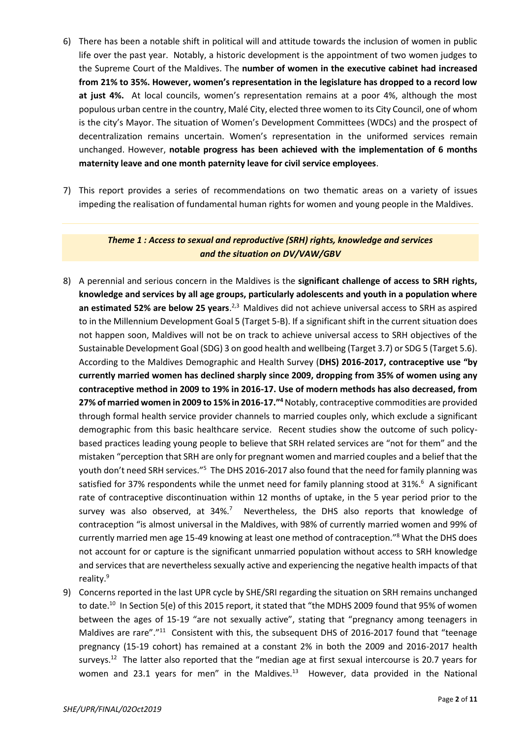6) There has been a notable shift in political will and attitude towards the inclusion of women in public life over the past year. Notably, a historic development is the appointment of two women judges to the Supreme Court of the Maldives. The **number of women in the executive cabinet had increased from 21% to 35%. However, women's representation in the legislature has dropped to a record low at just 4%.** At local councils, women's representation remains at a poor 4%, although the most populous urban centre in the country, Malé City, elected three women to its City Council, one of whom is the city's Mayor. The situation of Women's Development Committees (WDCs) and the prospect of decentralization remains uncertain. Women's representation in the uniformed services remain unchanged. However, **notable progress has been achieved with the implementation of 6 months maternity leave and one month paternity leave for civil service employees**.

7) This report provides a series of recommendations on two thematic areas on a variety of issues impeding the realisation of fundamental human rights for women and young people in the Maldives.

### *Theme 1 : Access to sexual and reproductive (SRH) rights, knowledge and services and the situation on DV/VAW/GBV*

8) A perennial and serious concern in the Maldives is the **significant challenge of access to SRH rights, knowledge and services by all age groups, particularly adolescents and youth in a population where an estimated 52% are below 25 years**.[2,3] Maldives did not achieve universal access to SRH as aspired to in the Millennium Development Goal 5 (Target 5-B). If a significant shift in the current situation does not happen soon, Maldives will not be on track to achieve universal access to SRH objectives of the Sustainable Development Goal (SDG) 3 on good health and wellbeing (Target 3.7) or SDG 5 (Target 5.6). According to the Maldives Demographic and Health Survey (**DHS) 2016-2017, contraceptive use "by currently married women has declined sharply since 2009, dropping from 35% of women using any contraceptive method in 2009 to 19% in 2016-17. Use of modern methods has also decreased, from 27% of married women in 2009 to 15% in 2016-17."[4]** Notably, contraceptive commodities are provided through formal health service provider channels to married couples only, which exclude a significant demographic from this basic healthcare service. Recent studies show the outcome of such policy-based practices leading young people to believe that SRH related services are "not for them" and the mistaken "perception that SRH are only for pregnant women and married couples and a belief that the youth don't need SRH services."[5] The DHS 2016-2017 also found that the need for family planning was satisfied for 37% respondents while the unmet need for family planning stood at 31%.[6] A significant rate of contraceptive discontinuation within 12 months of uptake, in the 5 year period prior to the survey was also observed, at 34%.[7] Nevertheless, the DHS also reports that knowledge of contraception "is almost universal in the Maldives, with 98% of currently married women and 99% of currently married men age 15-49 knowing at least one method of contraception."[8] What the DHS does not account for or capture is the significant unmarried population without access to SRH knowledge and services that are nevertheless sexually active and experiencing the negative health impacts of that reality.[9]

9) Concerns reported in the last UPR cycle by SHE/SRI regarding the situation on SRH remains unchanged to date.[10] In Section 5(e) of this 2015 report, it stated that "the MDHS 2009 found that 95% of women between the ages of 15-19 "are not sexually active", stating that "pregnancy among teenagers in Maldives are rare"."[11] Consistent with this, the subsequent DHS of 2016-2017 found that "teenage pregnancy (15-19 cohort) has remained at a constant 2% in both the 2009 and 2016-2017 health surveys.[12] The latter also reported that the "median age at first sexual intercourse is 20.7 years for women and 23.1 years for men" in the Maldives.[13] However, data provided in the National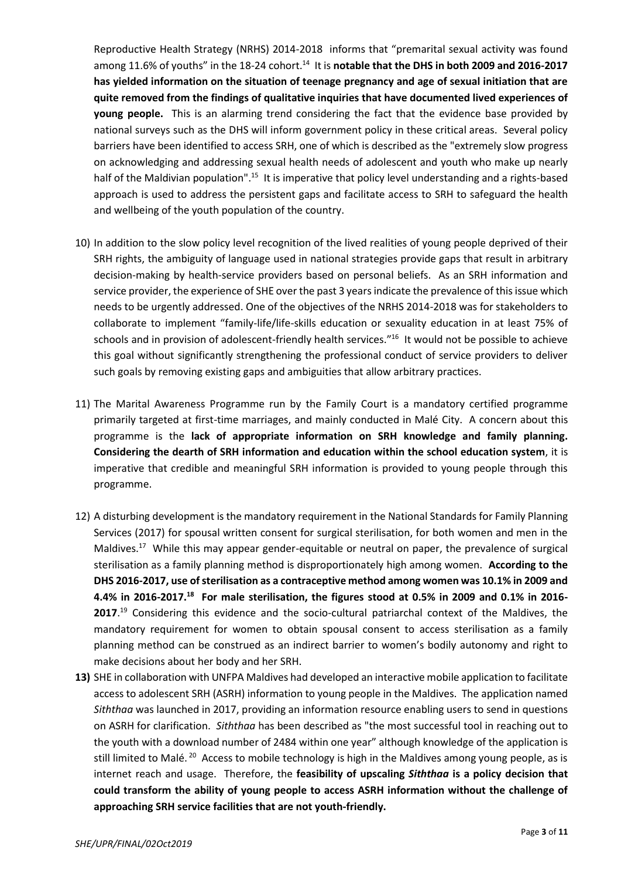Reproductive Health Strategy (NRHS) 2014-2018 informs that "premarital sexual activity was found among 11.6% of youths" in the 18-24 cohort.[14] It is **notable that the DHS in both 2009 and 2016-2017 has yielded information on the situation of teenage pregnancy and age of sexual initiation that are quite removed from the findings of qualitative inquiries that have documented lived experiences of young people.** This is an alarming trend considering the fact that the evidence base provided by national surveys such as the DHS will inform government policy in these critical areas. Several policy barriers have been identified to access SRH, one of which is described as the "extremely slow progress on acknowledging and addressing sexual health needs of adolescent and youth who make up nearly half of the Maldivian population".[15] It is imperative that policy level understanding and a rights-based approach is used to address the persistent gaps and facilitate access to SRH to safeguard the health and wellbeing of the youth population of the country.

10) In addition to the slow policy level recognition of the lived realities of young people deprived of their SRH rights, the ambiguity of language used in national strategies provide gaps that result in arbitrary decision-making by health-service providers based on personal beliefs. As an SRH information and service provider, the experience of SHE over the past 3 years indicate the prevalence of this issue which needs to be urgently addressed. One of the objectives of the NRHS 2014-2018 was for stakeholders to collaborate to implement "family-life/life-skills education or sexuality education in at least 75% of schools and in provision of adolescent-friendly health services."[16] It would not be possible to achieve this goal without significantly strengthening the professional conduct of service providers to deliver such goals by removing existing gaps and ambiguities that allow arbitrary practices.

11) The Marital Awareness Programme run by the Family Court is a mandatory certified programme primarily targeted at first-time marriages, and mainly conducted in Malé City. A concern about this programme is the **lack of appropriate information on SRH knowledge and family planning. Considering the dearth of SRH information and education within the school education system**, it is imperative that credible and meaningful SRH information is provided to young people through this programme.

12) A disturbing development is the mandatory requirement in the National Standards for Family Planning Services (2017) for spousal written consent for surgical sterilisation, for both women and men in the Maldives.[17] While this may appear gender-equitable or neutral on paper, the prevalence of surgical sterilisation as a family planning method is disproportionately high among women. **According to the DHS 2016-2017, use of sterilisation as a contraceptive method among women was 10.1% in 2009 and 4.4% in 2016-2017.[18] For male sterilisation, the figures stood at 0.5% in 2009 and 0.1% in 2016-2017**.[19] Considering this evidence and the socio-cultural patriarchal context of the Maldives, the mandatory requirement for women to obtain spousal consent to access sterilisation as a family planning method can be construed as an indirect barrier to women's bodily autonomy and right to make decisions about her body and her SRH.

**13)** SHE in collaboration with UNFPA Maldives had developed an interactive mobile application to facilitate access to adolescent SRH (ASRH) information to young people in the Maldives. The application named *Siththaa* was launched in 2017, providing an information resource enabling users to send in questions on ASRH for clarification. *Siththaa* has been described as "the most successful tool in reaching out to the youth with a download number of 2484 within one year" although knowledge of the application is still limited to Malé.[20] Access to mobile technology is high in the Maldives among young people, as is internet reach and usage. Therefore, the **feasibility of upscaling *Siththaa* is a policy decision that could transform the ability of young people to access ASRH information without the challenge of approaching SRH service facilities that are not youth-friendly.**

*SHE/UPR/FINAL/02Oct2019*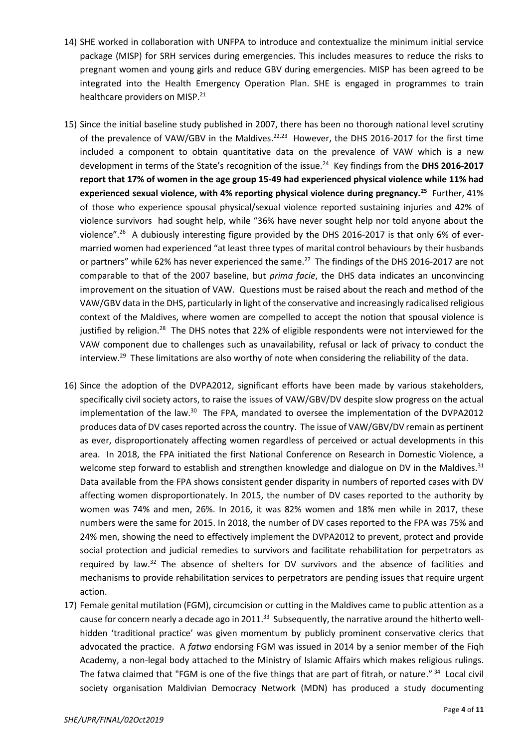14) SHE worked in collaboration with UNFPA to introduce and contextualize the minimum initial service package (MISP) for SRH services during emergencies. This includes measures to reduce the risks to pregnant women and young girls and reduce GBV during emergencies. MISP has been agreed to be integrated into the Health Emergency Operation Plan. SHE is engaged in programmes to train healthcare providers on MISP.[21]

15) Since the initial baseline study published in 2007, there has been no thorough national level scrutiny of the prevalence of VAW/GBV in the Maldives.[22,23] However, the DHS 2016-2017 for the first time included a component to obtain quantitative data on the prevalence of VAW which is a new development in terms of the State's recognition of the issue.[24] Key findings from the **DHS 2016-2017 report that 17% of women in the age group 15-49 had experienced physical violence while 11% had experienced sexual violence, with 4% reporting physical violence during pregnancy.[25]** Further, 41% of those who experience spousal physical/sexual violence reported sustaining injuries and 42% of violence survivors had sought help, while "36% have never sought help nor told anyone about the violence".[26] A dubiously interesting figure provided by the DHS 2016-2017 is that only 6% of ever-married women had experienced "at least three types of marital control behaviours by their husbands or partners" while 62% has never experienced the same.[27] The findings of the DHS 2016-2017 are not comparable to that of the 2007 baseline, but *prima facie*, the DHS data indicates an unconvincing improvement on the situation of VAW. Questions must be raised about the reach and method of the VAW/GBV data in the DHS, particularly in light of the conservative and increasingly radicalised religious context of the Maldives, where women are compelled to accept the notion that spousal violence is justified by religion.[28] The DHS notes that 22% of eligible respondents were not interviewed for the VAW component due to challenges such as unavailability, refusal or lack of privacy to conduct the interview.[29] These limitations are also worthy of note when considering the reliability of the data.

16) Since the adoption of the DVPA2012, significant efforts have been made by various stakeholders, specifically civil society actors, to raise the issues of VAW/GBV/DV despite slow progress on the actual implementation of the law.[30] The FPA, mandated to oversee the implementation of the DVPA2012 produces data of DV cases reported across the country. The issue of VAW/GBV/DV remain as pertinent as ever, disproportionately affecting women regardless of perceived or actual developments in this area. In 2018, the FPA initiated the first National Conference on Research in Domestic Violence, a welcome step forward to establish and strengthen knowledge and dialogue on DV in the Maldives.[31] Data available from the FPA shows consistent gender disparity in numbers of reported cases with DV affecting women disproportionately. In 2015, the number of DV cases reported to the authority by women was 74% and men, 26%. In 2016, it was 82% women and 18% men while in 2017, these numbers were the same for 2015. In 2018, the number of DV cases reported to the FPA was 75% and 24% men, showing the need to effectively implement the DVPA2012 to prevent, protect and provide social protection and judicial remedies to survivors and facilitate rehabilitation for perpetrators as required by law.[32] The absence of shelters for DV survivors and the absence of facilities and mechanisms to provide rehabilitation services to perpetrators are pending issues that require urgent action.

17) Female genital mutilation (FGM), circumcision or cutting in the Maldives came to public attention as a cause for concern nearly a decade ago in 2011.[33] Subsequently, the narrative around the hitherto well-hidden 'traditional practice' was given momentum by publicly prominent conservative clerics that advocated the practice. A *fatwa* endorsing FGM was issued in 2014 by a senior member of the Fiqh Academy, a non-legal body attached to the Ministry of Islamic Affairs which makes religious rulings. The fatwa claimed that "FGM is one of the five things that are part of fitrah, or nature." [34] Local civil society organisation Maldivian Democracy Network (MDN) has produced a study documenting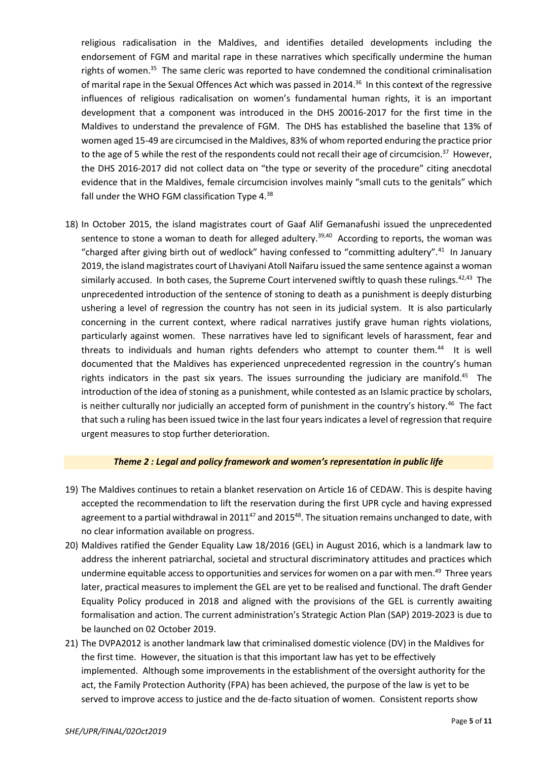religious radicalisation in the Maldives, and identifies detailed developments including the endorsement of FGM and marital rape in these narratives which specifically undermine the human rights of women.[35] The same cleric was reported to have condemned the conditional criminalisation of marital rape in the Sexual Offences Act which was passed in 2014.[36] In this context of the regressive influences of religious radicalisation on women's fundamental human rights, it is an important development that a component was introduced in the DHS 20016-2017 for the first time in the Maldives to understand the prevalence of FGM. The DHS has established the baseline that 13% of women aged 15-49 are circumcised in the Maldives, 83% of whom reported enduring the practice prior to the age of 5 while the rest of the respondents could not recall their age of circumcision.[37] However, the DHS 2016-2017 did not collect data on "the type or severity of the procedure" citing anecdotal evidence that in the Maldives, female circumcision involves mainly "small cuts to the genitals" which fall under the WHO FGM classification Type 4.[38]

18) In October 2015, the island magistrates court of Gaaf Alif Gemanafushi issued the unprecedented sentence to stone a woman to death for alleged adultery.[39,40] According to reports, the woman was "charged after giving birth out of wedlock" having confessed to "committing adultery".[41] In January 2019, the island magistrates court of Lhaviyani Atoll Naifaru issued the same sentence against a woman similarly accused. In both cases, the Supreme Court intervened swiftly to quash these rulings.[42,43] The unprecedented introduction of the sentence of stoning to death as a punishment is deeply disturbing ushering a level of regression the country has not seen in its judicial system. It is also particularly concerning in the current context, where radical narratives justify grave human rights violations, particularly against women. These narratives have led to significant levels of harassment, fear and threats to individuals and human rights defenders who attempt to counter them.[44] It is well documented that the Maldives has experienced unprecedented regression in the country's human rights indicators in the past six years. The issues surrounding the judiciary are manifold.[45] The introduction of the idea of stoning as a punishment, while contested as an Islamic practice by scholars, is neither culturally nor judicially an accepted form of punishment in the country's history.[46] The fact that such a ruling has been issued twice in the last four years indicates a level of regression that require urgent measures to stop further deterioration.

### *Theme 2 : Legal and policy framework and women's representation in public life*

19) The Maldives continues to retain a blanket reservation on Article 16 of CEDAW. This is despite having accepted the recommendation to lift the reservation during the first UPR cycle and having expressed agreement to a partial withdrawal in 2011[47] and 2015[48]. The situation remains unchanged to date, with no clear information available on progress.

20) Maldives ratified the Gender Equality Law 18/2016 (GEL) in August 2016, which is a landmark law to address the inherent patriarchal, societal and structural discriminatory attitudes and practices which undermine equitable access to opportunities and services for women on a par with men.[49] Three years later, practical measures to implement the GEL are yet to be realised and functional. The draft Gender Equality Policy produced in 2018 and aligned with the provisions of the GEL is currently awaiting formalisation and action. The current administration's Strategic Action Plan (SAP) 2019-2023 is due to be launched on 02 October 2019.

21) The DVPA2012 is another landmark law that criminalised domestic violence (DV) in the Maldives for the first time. However, the situation is that this important law has yet to be effectively implemented. Although some improvements in the establishment of the oversight authority for the act, the Family Protection Authority (FPA) has been achieved, the purpose of the law is yet to be served to improve access to justice and the de-facto situation of women. Consistent reports show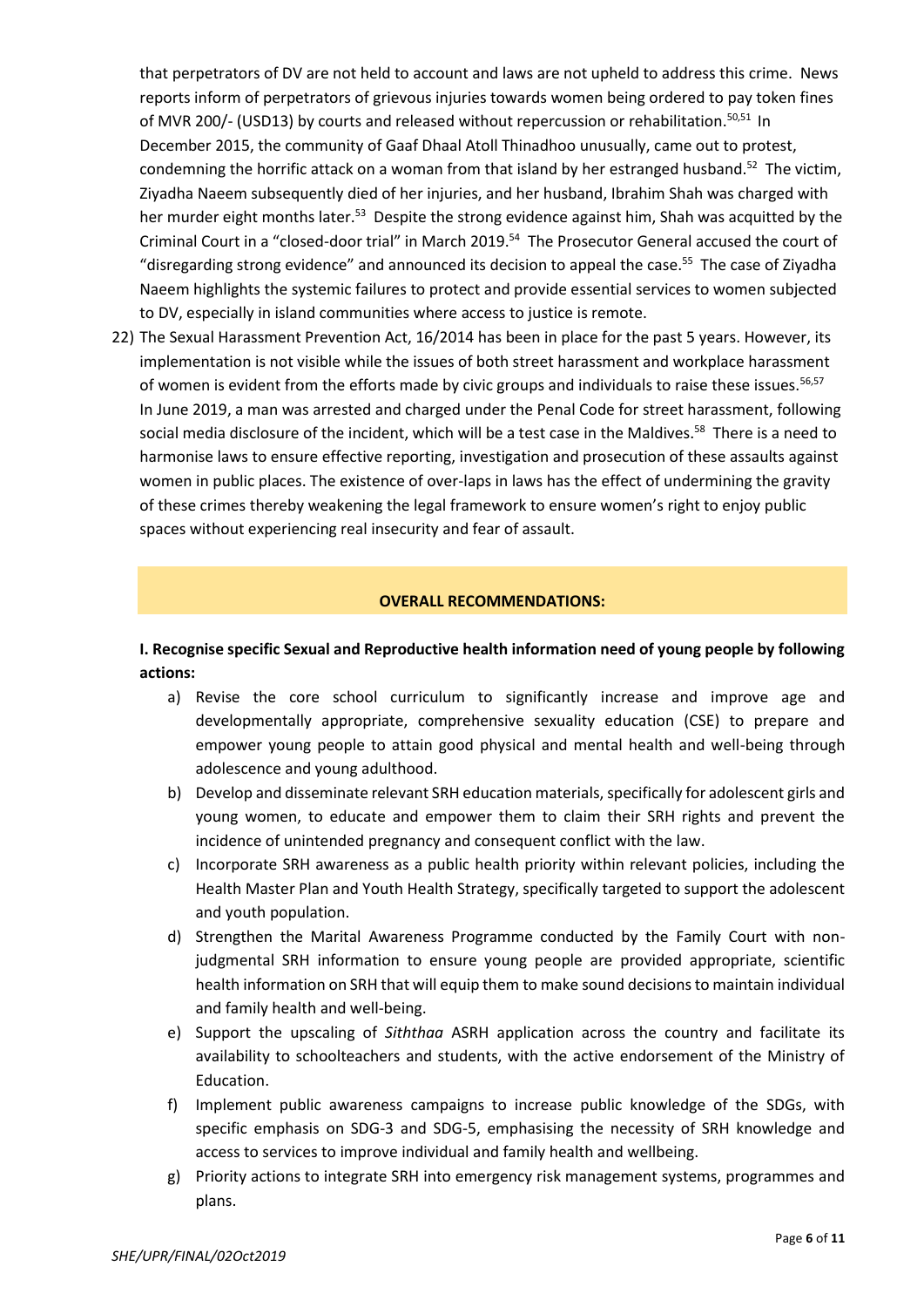that perpetrators of DV are not held to account and laws are not upheld to address this crime. News reports inform of perpetrators of grievous injuries towards women being ordered to pay token fines of MVR 200/- (USD13) by courts and released without repercussion or rehabilitation.[50,51] In December 2015, the community of Gaaf Dhaal Atoll Thinadhoo unusually, came out to protest, condemning the horrific attack on a woman from that island by her estranged husband.[52] The victim, Ziyadha Naeem subsequently died of her injuries, and her husband, Ibrahim Shah was charged with her murder eight months later.[53] Despite the strong evidence against him, Shah was acquitted by the Criminal Court in a "closed-door trial" in March 2019.[54] The Prosecutor General accused the court of "disregarding strong evidence" and announced its decision to appeal the case.[55] The case of Ziyadha Naeem highlights the systemic failures to protect and provide essential services to women subjected to DV, especially in island communities where access to justice is remote.

22) The Sexual Harassment Prevention Act, 16/2014 has been in place for the past 5 years. However, its implementation is not visible while the issues of both street harassment and workplace harassment of women is evident from the efforts made by civic groups and individuals to raise these issues.[56,57] In June 2019, a man was arrested and charged under the Penal Code for street harassment, following social media disclosure of the incident, which will be a test case in the Maldives.[58] There is a need to harmonise laws to ensure effective reporting, investigation and prosecution of these assaults against women in public places. The existence of over-laps in laws has the effect of undermining the gravity of these crimes thereby weakening the legal framework to ensure women's right to enjoy public spaces without experiencing real insecurity and fear of assault.

## OVERALL RECOMMENDATIONS:

**I. Recognise specific Sexual and Reproductive health information need of young people by following actions:**

a) Revise the core school curriculum to significantly increase and improve age and developmentally appropriate, comprehensive sexuality education (CSE) to prepare and empower young people to attain good physical and mental health and well-being through adolescence and young adulthood.

b) Develop and disseminate relevant SRH education materials, specifically for adolescent girls and young women, to educate and empower them to claim their SRH rights and prevent the incidence of unintended pregnancy and consequent conflict with the law.

c) Incorporate SRH awareness as a public health priority within relevant policies, including the Health Master Plan and Youth Health Strategy, specifically targeted to support the adolescent and youth population.

d) Strengthen the Marital Awareness Programme conducted by the Family Court with non-judgmental SRH information to ensure young people are provided appropriate, scientific health information on SRH that will equip them to make sound decisions to maintain individual and family health and well-being.

e) Support the upscaling of *Siththaa* ASRH application across the country and facilitate its availability to schoolteachers and students, with the active endorsement of the Ministry of Education.

f) Implement public awareness campaigns to increase public knowledge of the SDGs, with specific emphasis on SDG-3 and SDG-5, emphasising the necessity of SRH knowledge and access to services to improve individual and family health and wellbeing.

g) Priority actions to integrate SRH into emergency risk management systems, programmes and plans.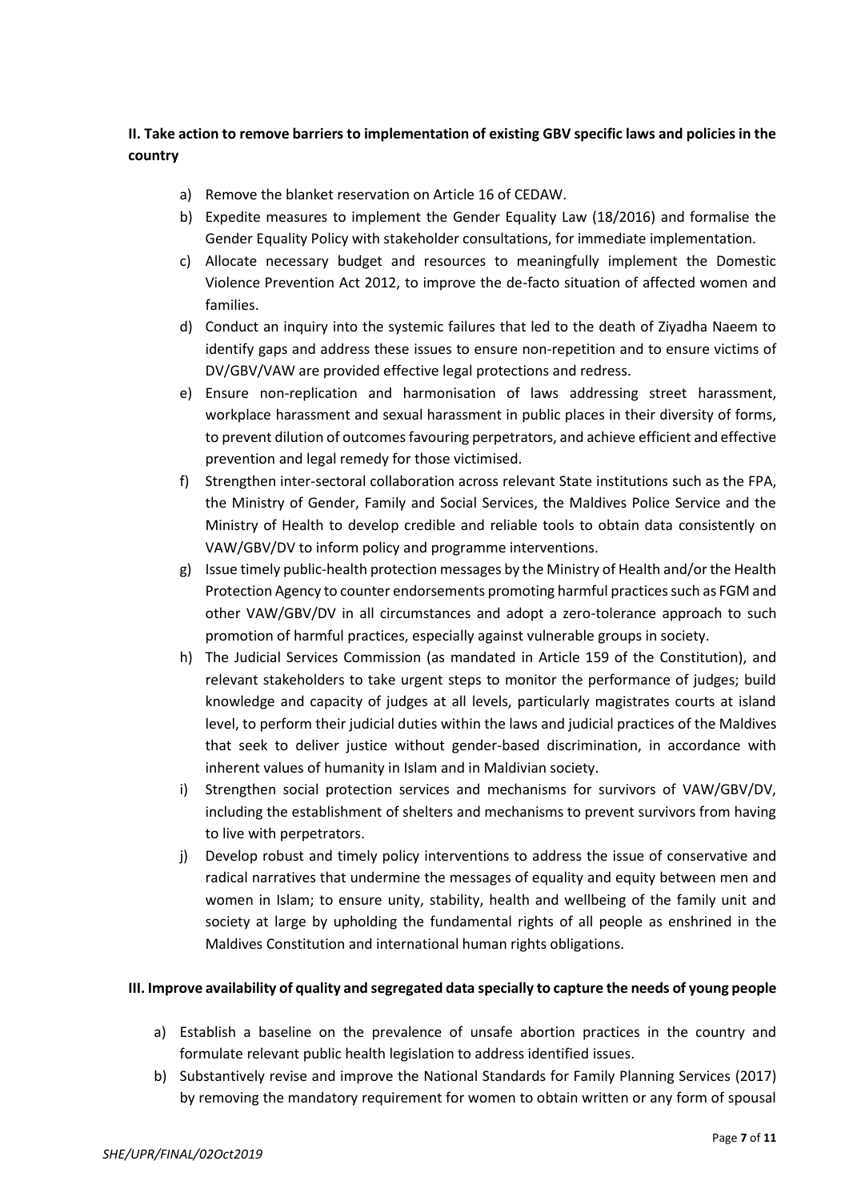**II. Take action to remove barriers to implementation of existing GBV specific laws and policies in the country**

a) Remove the blanket reservation on Article 16 of CEDAW.

b) Expedite measures to implement the Gender Equality Law (18/2016) and formalise the Gender Equality Policy with stakeholder consultations, for immediate implementation.

c) Allocate necessary budget and resources to meaningfully implement the Domestic Violence Prevention Act 2012, to improve the de-facto situation of affected women and families.

d) Conduct an inquiry into the systemic failures that led to the death of Ziyadha Naeem to identify gaps and address these issues to ensure non-repetition and to ensure victims of DV/GBV/VAW are provided effective legal protections and redress.

e) Ensure non-replication and harmonisation of laws addressing street harassment, workplace harassment and sexual harassment in public places in their diversity of forms, to prevent dilution of outcomes favouring perpetrators, and achieve efficient and effective prevention and legal remedy for those victimised.

f) Strengthen inter-sectoral collaboration across relevant State institutions such as the FPA, the Ministry of Gender, Family and Social Services, the Maldives Police Service and the Ministry of Health to develop credible and reliable tools to obtain data consistently on VAW/GBV/DV to inform policy and programme interventions.

g) Issue timely public-health protection messages by the Ministry of Health and/or the Health Protection Agency to counter endorsements promoting harmful practices such as FGM and other VAW/GBV/DV in all circumstances and adopt a zero-tolerance approach to such promotion of harmful practices, especially against vulnerable groups in society.

h) The Judicial Services Commission (as mandated in Article 159 of the Constitution), and relevant stakeholders to take urgent steps to monitor the performance of judges; build knowledge and capacity of judges at all levels, particularly magistrates courts at island level, to perform their judicial duties within the laws and judicial practices of the Maldives that seek to deliver justice without gender-based discrimination, in accordance with inherent values of humanity in Islam and in Maldivian society.

i) Strengthen social protection services and mechanisms for survivors of VAW/GBV/DV, including the establishment of shelters and mechanisms to prevent survivors from having to live with perpetrators.

j) Develop robust and timely policy interventions to address the issue of conservative and radical narratives that undermine the messages of equality and equity between men and women in Islam; to ensure unity, stability, health and wellbeing of the family unit and society at large by upholding the fundamental rights of all people as enshrined in the Maldives Constitution and international human rights obligations.

**III. Improve availability of quality and segregated data specially to capture the needs of young people**

a) Establish a baseline on the prevalence of unsafe abortion practices in the country and formulate relevant public health legislation to address identified issues.

b) Substantively revise and improve the National Standards for Family Planning Services (2017) by removing the mandatory requirement for women to obtain written or any form of spousal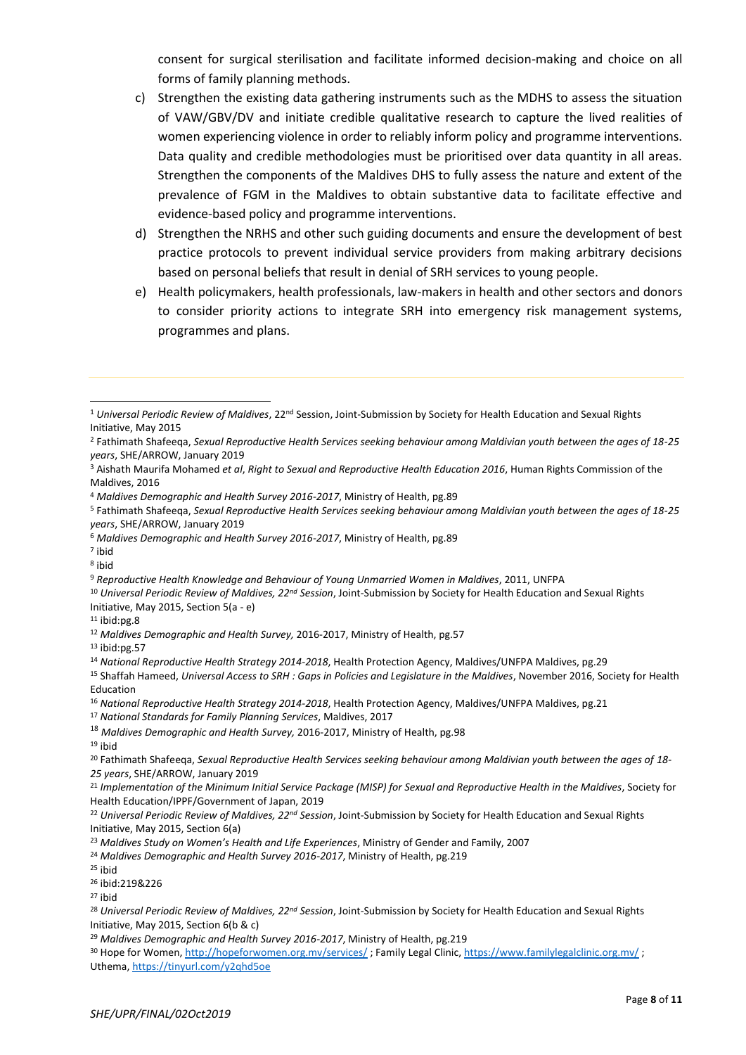consent for surgical sterilisation and facilitate informed decision-making and choice on all forms of family planning methods.

c) Strengthen the existing data gathering instruments such as the MDHS to assess the situation of VAW/GBV/DV and initiate credible qualitative research to capture the lived realities of women experiencing violence in order to reliably inform policy and programme interventions. Data quality and credible methodologies must be prioritised over data quantity in all areas. Strengthen the components of the Maldives DHS to fully assess the nature and extent of the prevalence of FGM in the Maldives to obtain substantive data to facilitate effective and evidence-based policy and programme interventions.

d) Strengthen the NRHS and other such guiding documents and ensure the development of best practice protocols to prevent individual service providers from making arbitrary decisions based on personal beliefs that result in denial of SRH services to young people.

e) Health policymakers, health professionals, law-makers in health and other sectors and donors to consider priority actions to integrate SRH into emergency risk management systems, programmes and plans.

---

[1] *Universal Periodic Review of Maldives*, 22nd Session, Joint-Submission by Society for Health Education and Sexual Rights Initiative, May 2015

[2] Fathimath Shafeeqa, *Sexual Reproductive Health Services seeking behaviour among Maldivian youth between the ages of 18-25 years*, SHE/ARROW, January 2019

[3] Aishath Maurifa Mohamed *et al*, *Right to Sexual and Reproductive Health Education 2016*, Human Rights Commission of the Maldives, 2016

[4] *Maldives Demographic and Health Survey 2016-2017*, Ministry of Health, pg.89

[5] Fathimath Shafeeqa, *Sexual Reproductive Health Services seeking behaviour among Maldivian youth between the ages of 18-25 years*, SHE/ARROW, January 2019

[6] *Maldives Demographic and Health Survey 2016-2017*, Ministry of Health, pg.89

[7] ibid

[8] ibid

[9] *Reproductive Health Knowledge and Behaviour of Young Unmarried Women in Maldives*, 2011, UNFPA

[10] *Universal Periodic Review of Maldives, 22nd Session*, Joint-Submission by Society for Health Education and Sexual Rights Initiative, May 2015, Section 5(a - e)

[11] ibid:pg.8

[12] *Maldives Demographic and Health Survey,* 2016-2017, Ministry of Health, pg.57

[13] ibid:pg.57

[14] *National Reproductive Health Strategy 2014-2018*, Health Protection Agency, Maldives/UNFPA Maldives, pg.29

[15] Shaffah Hameed, *Universal Access to SRH : Gaps in Policies and Legislature in the Maldives*, November 2016, Society for Health Education

[16] *National Reproductive Health Strategy 2014-2018*, Health Protection Agency, Maldives/UNFPA Maldives, pg.21

[17] *National Standards for Family Planning Services*, Maldives, 2017

[18] *Maldives Demographic and Health Survey,* 2016-2017, Ministry of Health, pg.98

[19] ibid

[20] Fathimath Shafeeqa, *Sexual Reproductive Health Services seeking behaviour among Maldivian youth between the ages of 18-25 years*, SHE/ARROW, January 2019

[21] *Implementation of the Minimum Initial Service Package (MISP) for Sexual and Reproductive Health in the Maldives*, Society for Health Education/IPPF/Government of Japan, 2019

[22] *Universal Periodic Review of Maldives, 22nd Session*, Joint-Submission by Society for Health Education and Sexual Rights Initiative, May 2015, Section 6(a)

[23] *Maldives Study on Women's Health and Life Experiences*, Ministry of Gender and Family, 2007

[24] *Maldives Demographic and Health Survey 2016-2017*, Ministry of Health, pg.219

[25] ibid

[26] ibid:219&226

[27] ibid

[28] *Universal Periodic Review of Maldives, 22nd Session*, Joint-Submission by Society for Health Education and Sexual Rights Initiative, May 2015, Section 6(b & c)

[29] *Maldives Demographic and Health Survey 2016-2017*, Ministry of Health, pg.219

[30] Hope for Women, http://hopeforwomen.org.mv/services/ ; Family Legal Clinic, https://www.familylegalclinic.org.mv/ ; Uthema, https://tinyurl.com/y2qhd5oe

*SHE/UPR/FINAL/02Oct2019*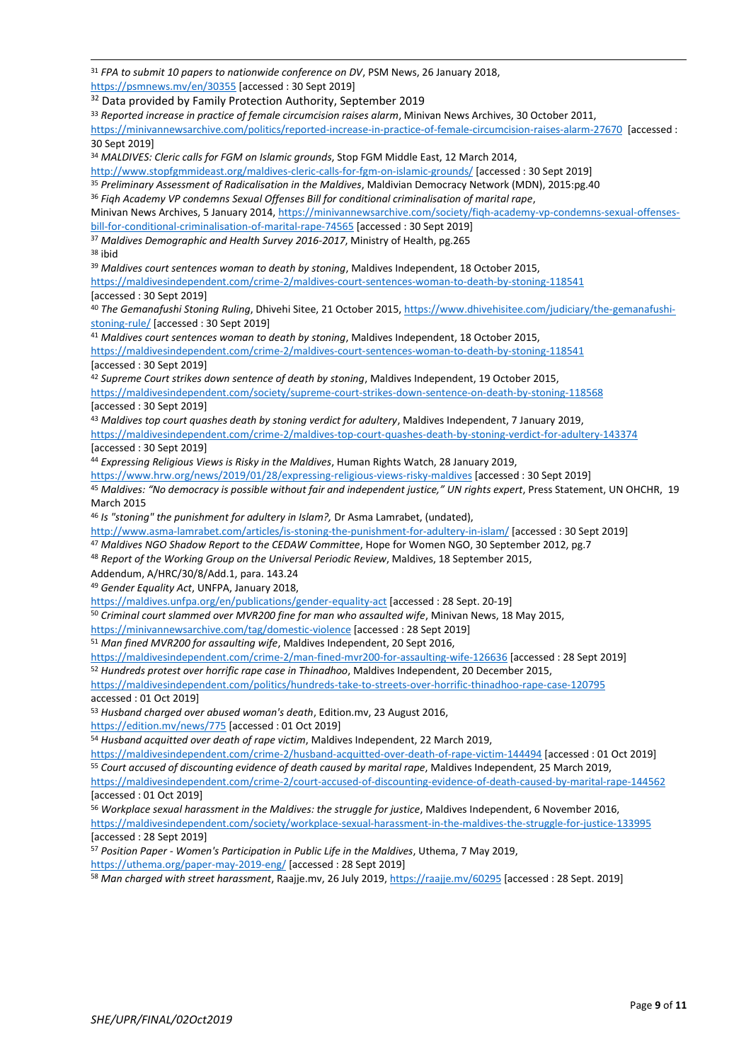[31] *FPA to submit 10 papers to nationwide conference on DV*, PSM News, 26 January 2018, https://psmnews.mv/en/30355 [accessed : 30 Sept 2019]

[32] Data provided by Family Protection Authority, September 2019

[33] *Reported increase in practice of female circumcision raises alarm*, Minivan News Archives, 30 October 2011, https://minivannewsarchive.com/politics/reported-increase-in-practice-of-female-circumcision-raises-alarm-27670 [accessed : 30 Sept 2019]

[34] *MALDIVES: Cleric calls for FGM on Islamic grounds*, Stop FGM Middle East, 12 March 2014, http://www.stopfgmmideast.org/maldives-cleric-calls-for-fgm-on-islamic-grounds/ [accessed : 30 Sept 2019]

[35] *Preliminary Assessment of Radicalisation in the Maldives*, Maldivian Democracy Network (MDN), 2015:pg.40

[36] *Fiqh Academy VP condemns Sexual Offenses Bill for conditional criminalisation of marital rape*, Minivan News Archives, 5 January 2014, https://minivannewsarchive.com/society/fiqh-academy-vp-condemns-sexual-offenses-bill-for-conditional-criminalisation-of-marital-rape-74565 [accessed : 30 Sept 2019]

[37] *Maldives Demographic and Health Survey 2016-2017*, Ministry of Health, pg.265

[38] ibid

[39] *Maldives court sentences woman to death by stoning*, Maldives Independent, 18 October 2015, https://maldivesindependent.com/crime-2/maldives-court-sentences-woman-to-death-by-stoning-118541 [accessed : 30 Sept 2019]

[40] *The Gemanafushi Stoning Ruling*, Dhivehi Sitee, 21 October 2015, https://www.dhivehisitee.com/judiciary/the-gemanafushi-stoning-rule/ [accessed : 30 Sept 2019]

[41] *Maldives court sentences woman to death by stoning*, Maldives Independent, 18 October 2015, https://maldivesindependent.com/crime-2/maldives-court-sentences-woman-to-death-by-stoning-118541 [accessed : 30 Sept 2019]

[42] *Supreme Court strikes down sentence of death by stoning*, Maldives Independent, 19 October 2015, https://maldivesindependent.com/society/supreme-court-strikes-down-sentence-on-death-by-stoning-118568 [accessed : 30 Sept 2019]

[43] *Maldives top court quashes death by stoning verdict for adultery*, Maldives Independent, 7 January 2019, https://maldivesindependent.com/crime-2/maldives-top-court-quashes-death-by-stoning-verdict-for-adultery-143374 [accessed : 30 Sept 2019]

[44] *Expressing Religious Views is Risky in the Maldives*, Human Rights Watch, 28 January 2019, https://www.hrw.org/news/2019/01/28/expressing-religious-views-risky-maldives [accessed : 30 Sept 2019]

[45] *Maldives: "No democracy is possible without fair and independent justice," UN rights expert*, Press Statement, UN OHCHR, 19 March 2015

[46] *Is "stoning" the punishment for adultery in Islam?,* Dr Asma Lamrabet, (undated), http://www.asma-lamrabet.com/articles/is-stoning-the-punishment-for-adultery-in-islam/ [accessed : 30 Sept 2019]

[47] *Maldives NGO Shadow Report to the CEDAW Committee*, Hope for Women NGO, 30 September 2012, pg.7

[48] *Report of the Working Group on the Universal Periodic Review*, Maldives, 18 September 2015, Addendum, A/HRC/30/8/Add.1, para. 143.24

[49] *Gender Equality Act*, UNFPA, January 2018, https://maldives.unfpa.org/en/publications/gender-equality-act [accessed : 28 Sept. 20-19]

[50] *Criminal court slammed over MVR200 fine for man who assaulted wife*, Minivan News, 18 May 2015, https://minivannewsarchive.com/tag/domestic-violence [accessed : 28 Sept 2019]

[51] *Man fined MVR200 for assaulting wife*, Maldives Independent, 20 Sept 2016, https://maldivesindependent.com/crime-2/man-fined-mvr200-for-assaulting-wife-126636 [accessed : 28 Sept 2019]

[52] *Hundreds protest over horrific rape case in Thinadhoo*, Maldives Independent, 20 December 2015, https://maldivesindependent.com/politics/hundreds-take-to-streets-over-horrific-thinadhoo-rape-case-120795 accessed : 01 Oct 2019]

[53] *Husband charged over abused woman's death*, Edition.mv, 23 August 2016, https://edition.mv/news/775 [accessed : 01 Oct 2019]

[54] *Husband acquitted over death of rape victim*, Maldives Independent, 22 March 2019, https://maldivesindependent.com/crime-2/husband-acquitted-over-death-of-rape-victim-144494 [accessed : 01 Oct 2019]

[55] *Court accused of discounting evidence of death caused by marital rape*, Maldives Independent, 25 March 2019, https://maldivesindependent.com/crime-2/court-accused-of-discounting-evidence-of-death-caused-by-marital-rape-144562 [accessed : 01 Oct 2019]

[56] *Workplace sexual harassment in the Maldives: the struggle for justice*, Maldives Independent, 6 November 2016, https://maldivesindependent.com/society/workplace-sexual-harassment-in-the-maldives-the-struggle-for-justice-133995 [accessed : 28 Sept 2019]

[57] *Position Paper - Women's Participation in Public Life in the Maldives*, Uthema, 7 May 2019, https://uthema.org/paper-may-2019-eng/ [accessed : 28 Sept 2019]

[58] *Man charged with street harassment*, Raajje.mv, 26 July 2019, https://raajje.mv/60295 [accessed : 28 Sept. 2019]

SHE/UPR/FINAL/02Oct2019